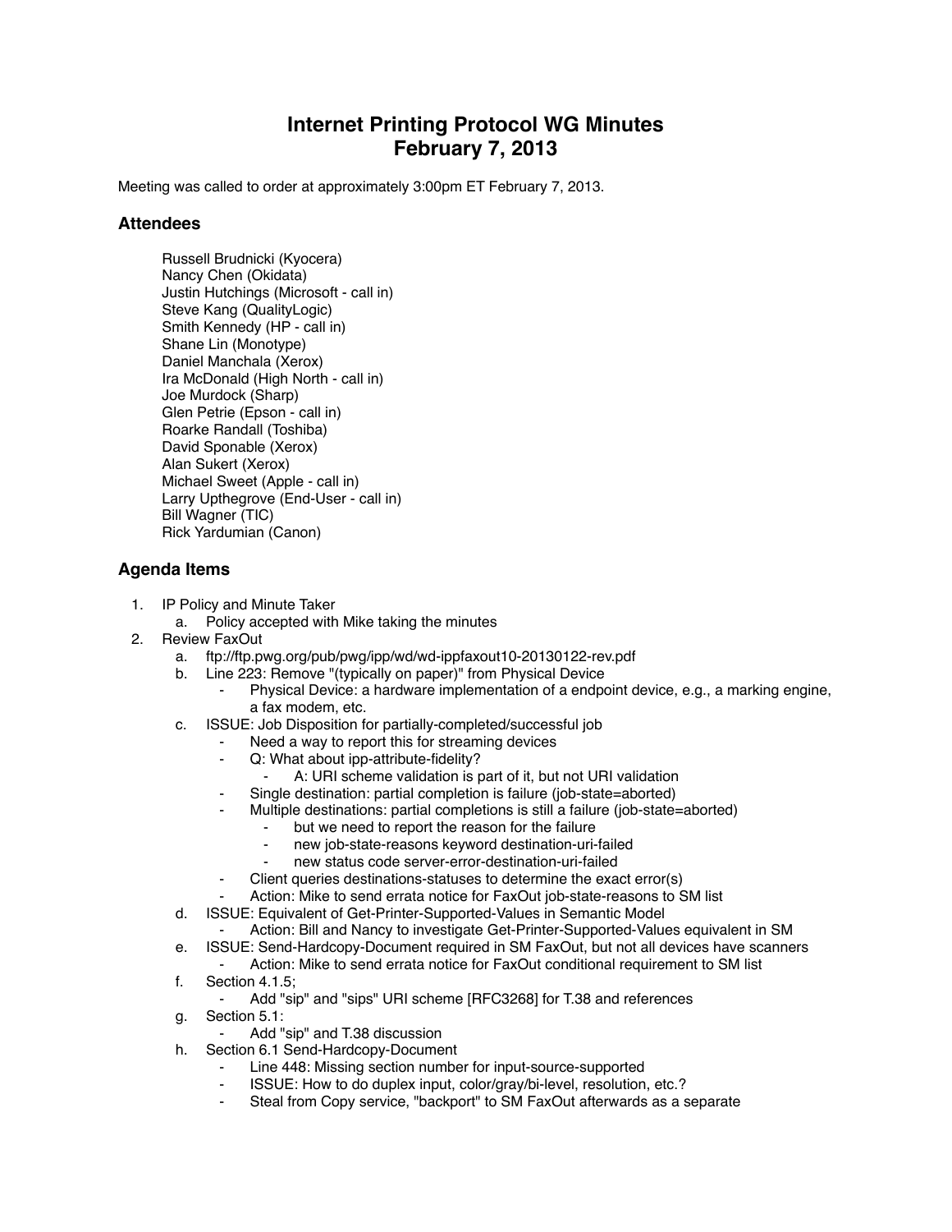# Internet Printing Protocol WG Minutes
# February 7, 2013

Meeting was called to order at approximately 3:00pm ET February 7, 2013.

## Attendees

Russell Brudnicki (Kyocera)
Nancy Chen (Okidata)
Justin Hutchings (Microsoft - call in)
Steve Kang (QualityLogic)
Smith Kennedy (HP - call in)
Shane Lin (Monotype)
Daniel Manchala (Xerox)
Ira McDonald (High North - call in)
Joe Murdock (Sharp)
Glen Petrie (Epson - call in)
Roarke Randall (Toshiba)
David Sponable (Xerox)
Alan Sukert (Xerox)
Michael Sweet (Apple - call in)
Larry Upthegrove (End-User - call in)
Bill Wagner (TIC)
Rick Yardumian (Canon)

## Agenda Items

1. IP Policy and Minute Taker
   a. Policy accepted with Mike taking the minutes
2. Review FaxOut
   a. ftp://ftp.pwg.org/pub/pwg/ipp/wd/wd-ippfaxout10-20130122-rev.pdf
   b. Line 223: Remove "(typically on paper)" from Physical Device
      - Physical Device: a hardware implementation of a endpoint device, e.g., a marking engine, a fax modem, etc.
   c. ISSUE: Job Disposition for partially-completed/successful job
      - Need a way to report this for streaming devices
      - Q: What about ipp-attribute-fidelity?
         - A: URI scheme validation is part of it, but not URI validation
      - Single destination: partial completion is failure (job-state=aborted)
      - Multiple destinations: partial completions is still a failure (job-state=aborted)
         - but we need to report the reason for the failure
         - new job-state-reasons keyword destination-uri-failed
         - new status code server-error-destination-uri-failed
      - Client queries destinations-statuses to determine the exact error(s)
      - Action: Mike to send errata notice for FaxOut job-state-reasons to SM list
   d. ISSUE: Equivalent of Get-Printer-Supported-Values in Semantic Model
      - Action: Bill and Nancy to investigate Get-Printer-Supported-Values equivalent in SM
   e. ISSUE: Send-Hardcopy-Document required in SM FaxOut, but not all devices have scanners
      - Action: Mike to send errata notice for FaxOut conditional requirement to SM list
   f. Section 4.1.5;
      - Add "sip" and "sips" URI scheme [RFC3268] for T.38 and references
   g. Section 5.1:
      - Add "sip" and T.38 discussion
   h. Section 6.1 Send-Hardcopy-Document
      - Line 448: Missing section number for input-source-supported
      - ISSUE: How to do duplex input, color/gray/bi-level, resolution, etc.?
      - Steal from Copy service, "backport" to SM FaxOut afterwards as a separate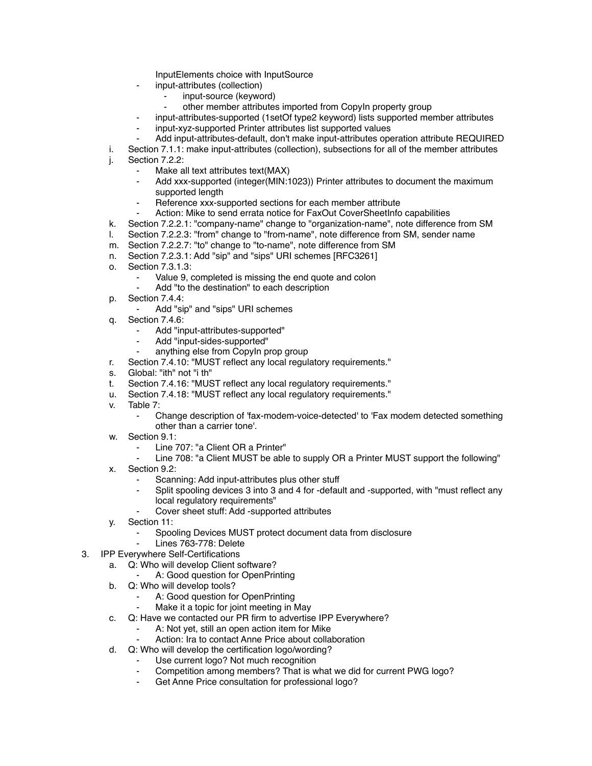InputElements choice with InputSource
    - input-attributes (collection)
        - input-source (keyword)
        - other member attributes imported from CopyIn property group
    - input-attributes-supported (1setOf type2 keyword) lists supported member attributes
    - input-xyz-supported Printer attributes list supported values
    - Add input-attributes-default, don't make input-attributes operation attribute REQUIRED

i. Section 7.1.1: make input-attributes (collection), subsections for all of the member attributes
j. Section 7.2.2:
    - Make all text attributes text(MAX)
    - Add xxx-supported (integer(MIN:1023)) Printer attributes to document the maximum supported length
    - Reference xxx-supported sections for each member attribute
    - Action: Mike to send errata notice for FaxOut CoverSheetInfo capabilities
k. Section 7.2.2.1: "company-name" change to "organization-name", note difference from SM
l. Section 7.2.2.3: "from" change to "from-name", note difference from SM, sender name
m. Section 7.2.2.7: "to" change to "to-name", note difference from SM
n. Section 7.2.3.1: Add "sip" and "sips" URI schemes [RFC3261]
o. Section 7.3.1.3:
    - Value 9, completed is missing the end quote and colon
    - Add "to the destination" to each description
p. Section 7.4.4:
    - Add "sip" and "sips" URI schemes
q. Section 7.4.6:
    - Add "input-attributes-supported"
    - Add "input-sides-supported"
    - anything else from CopyIn prop group
r. Section 7.4.10: "MUST reflect any local regulatory requirements."
s. Global: "ith" not "i th"
t. Section 7.4.16: "MUST reflect any local regulatory requirements."
u. Section 7.4.18: "MUST reflect any local regulatory requirements."
v. Table 7:
    - Change description of 'fax-modem-voice-detected' to 'Fax modem detected something other than a carrier tone'.
w. Section 9.1:
    - Line 707: "a Client OR a Printer"
    - Line 708: "a Client MUST be able to supply OR a Printer MUST support the following"
x. Section 9.2:
    - Scanning: Add input-attributes plus other stuff
    - Split spooling devices 3 into 3 and 4 for -default and -supported, with "must reflect any local regulatory requirements"
    - Cover sheet stuff: Add -supported attributes
y. Section 11:
    - Spooling Devices MUST protect document data from disclosure
    - Lines 763-778: Delete

3. IPP Everywhere Self-Certifications
    a. Q: Who will develop Client software?
        - A: Good question for OpenPrinting
    b. Q: Who will develop tools?
        - A: Good question for OpenPrinting
        - Make it a topic for joint meeting in May
    c. Q: Have we contacted our PR firm to advertise IPP Everywhere?
        - A: Not yet, still an open action item for Mike
        - Action: Ira to contact Anne Price about collaboration
    d. Q: Who will develop the certification logo/wording?
        - Use current logo? Not much recognition
        - Competition among members? That is what we did for current PWG logo?
        - Get Anne Price consultation for professional logo?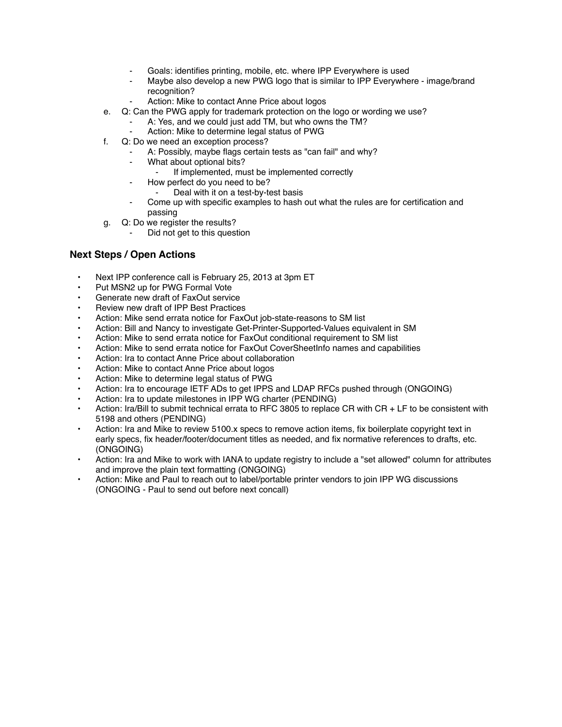- Goals: identifies printing, mobile, etc. where IPP Everywhere is used
- Maybe also develop a new PWG logo that is similar to IPP Everywhere - image/brand recognition?
- Action: Mike to contact Anne Price about logos

e. Q: Can the PWG apply for trademark protection on the logo or wording we use?
   - A: Yes, and we could just add TM, but who owns the TM?
   - Action: Mike to determine legal status of PWG

f. Q: Do we need an exception process?
   - A: Possibly, maybe flags certain tests as "can fail" and why?
   - What about optional bits?
     - If implemented, must be implemented correctly
   - How perfect do you need to be?
     - Deal with it on a test-by-test basis
   - Come up with specific examples to hash out what the rules are for certification and passing

g. Q: Do we register the results?
   - Did not get to this question

### Next Steps / Open Actions

- Next IPP conference call is February 25, 2013 at 3pm ET
- Put MSN2 up for PWG Formal Vote
- Generate new draft of FaxOut service
- Review new draft of IPP Best Practices
- Action: Mike send errata notice for FaxOut job-state-reasons to SM list
- Action: Bill and Nancy to investigate Get-Printer-Supported-Values equivalent in SM
- Action: Mike to send errata notice for FaxOut conditional requirement to SM list
- Action: Mike to send errata notice for FaxOut CoverSheetInfo names and capabilities
- Action: Ira to contact Anne Price about collaboration
- Action: Mike to contact Anne Price about logos
- Action: Mike to determine legal status of PWG
- Action: Ira to encourage IETF ADs to get IPPS and LDAP RFCs pushed through (ONGOING)
- Action: Ira to update milestones in IPP WG charter (PENDING)
- Action: Ira/Bill to submit technical errata to RFC 3805 to replace CR with CR + LF to be consistent with 5198 and others (PENDING)
- Action: Ira and Mike to review 5100.x specs to remove action items, fix boilerplate copyright text in early specs, fix header/footer/document titles as needed, and fix normative references to drafts, etc. (ONGOING)
- Action: Ira and Mike to work with IANA to update registry to include a "set allowed" column for attributes and improve the plain text formatting (ONGOING)
- Action: Mike and Paul to reach out to label/portable printer vendors to join IPP WG discussions (ONGOING - Paul to send out before next concall)